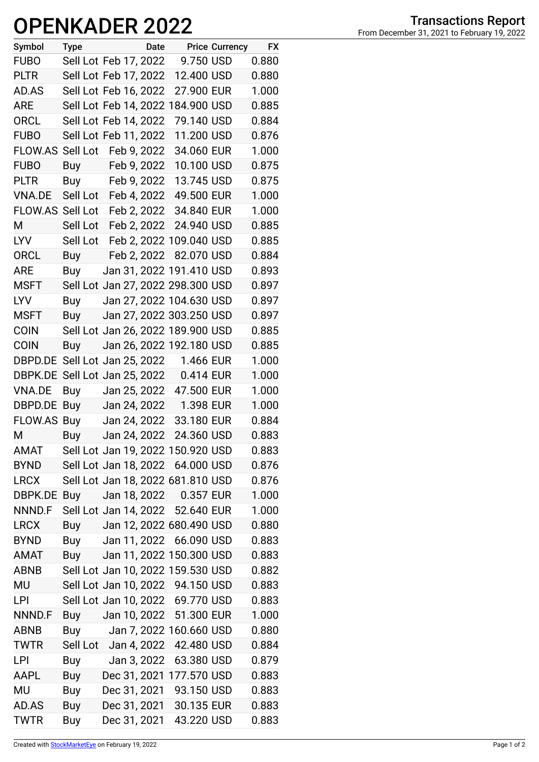# OPENKADER 2022

**Transactions Report**
From December 31, 2021 to February 19, 2022

| Symbol | Type | Date | Price | Currency | FX |
|---|---|---|---|---|---|
| FUBO | Sell Lot | Feb 17, 2022 | 9.750 | USD | 0.880 |
| PLTR | Sell Lot | Feb 17, 2022 | 12.400 | USD | 0.880 |
| AD.AS | Sell Lot | Feb 16, 2022 | 27.900 | EUR | 1.000 |
| ARE | Sell Lot | Feb 14, 2022 | 184.900 | USD | 0.885 |
| ORCL | Sell Lot | Feb 14, 2022 | 79.140 | USD | 0.884 |
| FUBO | Sell Lot | Feb 11, 2022 | 11.200 | USD | 0.876 |
| FLOW.AS | Sell Lot | Feb 9, 2022 | 34.060 | EUR | 1.000 |
| FUBO | Buy | Feb 9, 2022 | 10.100 | USD | 0.875 |
| PLTR | Buy | Feb 9, 2022 | 13.745 | USD | 0.875 |
| VNA.DE | Sell Lot | Feb 4, 2022 | 49.500 | EUR | 1.000 |
| FLOW.AS | Sell Lot | Feb 2, 2022 | 34.840 | EUR | 1.000 |
| M | Sell Lot | Feb 2, 2022 | 24.940 | USD | 0.885 |
| LYV | Sell Lot | Feb 2, 2022 | 109.040 | USD | 0.885 |
| ORCL | Buy | Feb 2, 2022 | 82.070 | USD | 0.884 |
| ARE | Buy | Jan 31, 2022 | 191.410 | USD | 0.893 |
| MSFT | Sell Lot | Jan 27, 2022 | 298.300 | USD | 0.897 |
| LYV | Buy | Jan 27, 2022 | 104.630 | USD | 0.897 |
| MSFT | Buy | Jan 27, 2022 | 303.250 | USD | 0.897 |
| COIN | Sell Lot | Jan 26, 2022 | 189.900 | USD | 0.885 |
| COIN | Buy | Jan 26, 2022 | 192.180 | USD | 0.885 |
| DBPD.DE | Sell Lot | Jan 25, 2022 | 1.466 | EUR | 1.000 |
| DBPK.DE | Sell Lot | Jan 25, 2022 | 0.414 | EUR | 1.000 |
| VNA.DE | Buy | Jan 25, 2022 | 47.500 | EUR | 1.000 |
| DBPD.DE | Buy | Jan 24, 2022 | 1.398 | EUR | 1.000 |
| FLOW.AS | Buy | Jan 24, 2022 | 33.180 | EUR | 0.884 |
| M | Buy | Jan 24, 2022 | 24.360 | USD | 0.883 |
| AMAT | Sell Lot | Jan 19, 2022 | 150.920 | USD | 0.883 |
| BYND | Sell Lot | Jan 18, 2022 | 64.000 | USD | 0.876 |
| LRCX | Sell Lot | Jan 18, 2022 | 681.810 | USD | 0.876 |
| DBPK.DE | Buy | Jan 18, 2022 | 0.357 | EUR | 1.000 |
| NNND.F | Sell Lot | Jan 14, 2022 | 52.640 | EUR | 1.000 |
| LRCX | Buy | Jan 12, 2022 | 680.490 | USD | 0.880 |
| BYND | Buy | Jan 11, 2022 | 66.090 | USD | 0.883 |
| AMAT | Buy | Jan 11, 2022 | 150.300 | USD | 0.883 |
| ABNB | Sell Lot | Jan 10, 2022 | 159.530 | USD | 0.882 |
| MU | Sell Lot | Jan 10, 2022 | 94.150 | USD | 0.883 |
| LPI | Sell Lot | Jan 10, 2022 | 69.770 | USD | 0.883 |
| NNND.F | Buy | Jan 10, 2022 | 51.300 | EUR | 1.000 |
| ABNB | Buy | Jan 7, 2022 | 160.660 | USD | 0.880 |
| TWTR | Sell Lot | Jan 4, 2022 | 42.480 | USD | 0.884 |
| LPI | Buy | Jan 3, 2022 | 63.380 | USD | 0.879 |
| AAPL | Buy | Dec 31, 2021 | 177.570 | USD | 0.883 |
| MU | Buy | Dec 31, 2021 | 93.150 | USD | 0.883 |
| AD.AS | Buy | Dec 31, 2021 | 30.135 | EUR | 0.883 |
| TWTR | Buy | Dec 31, 2021 | 43.220 | USD | 0.883 |

Created with StockMarketEye on February 19, 2022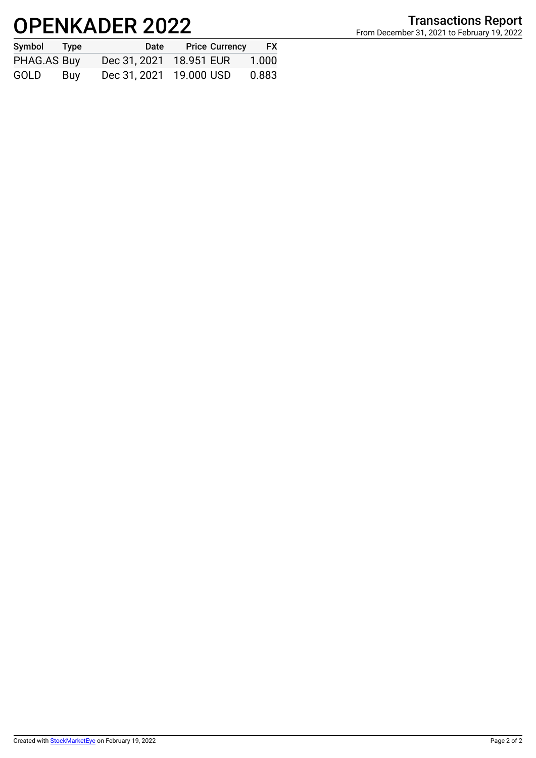# OPENKADER 2022

## Transactions Report

From December 31, 2021 to February 19, 2022

| Symbol | Type | Date | Price | Currency | FX |
|---|---|---|---|---|---|
| PHAG.AS | Buy | Dec 31, 2021 | 18.951 | EUR | 1.000 |
| GOLD | Buy | Dec 31, 2021 | 19.000 | USD | 0.883 |

Created with StockMarketEye on February 19, 2022